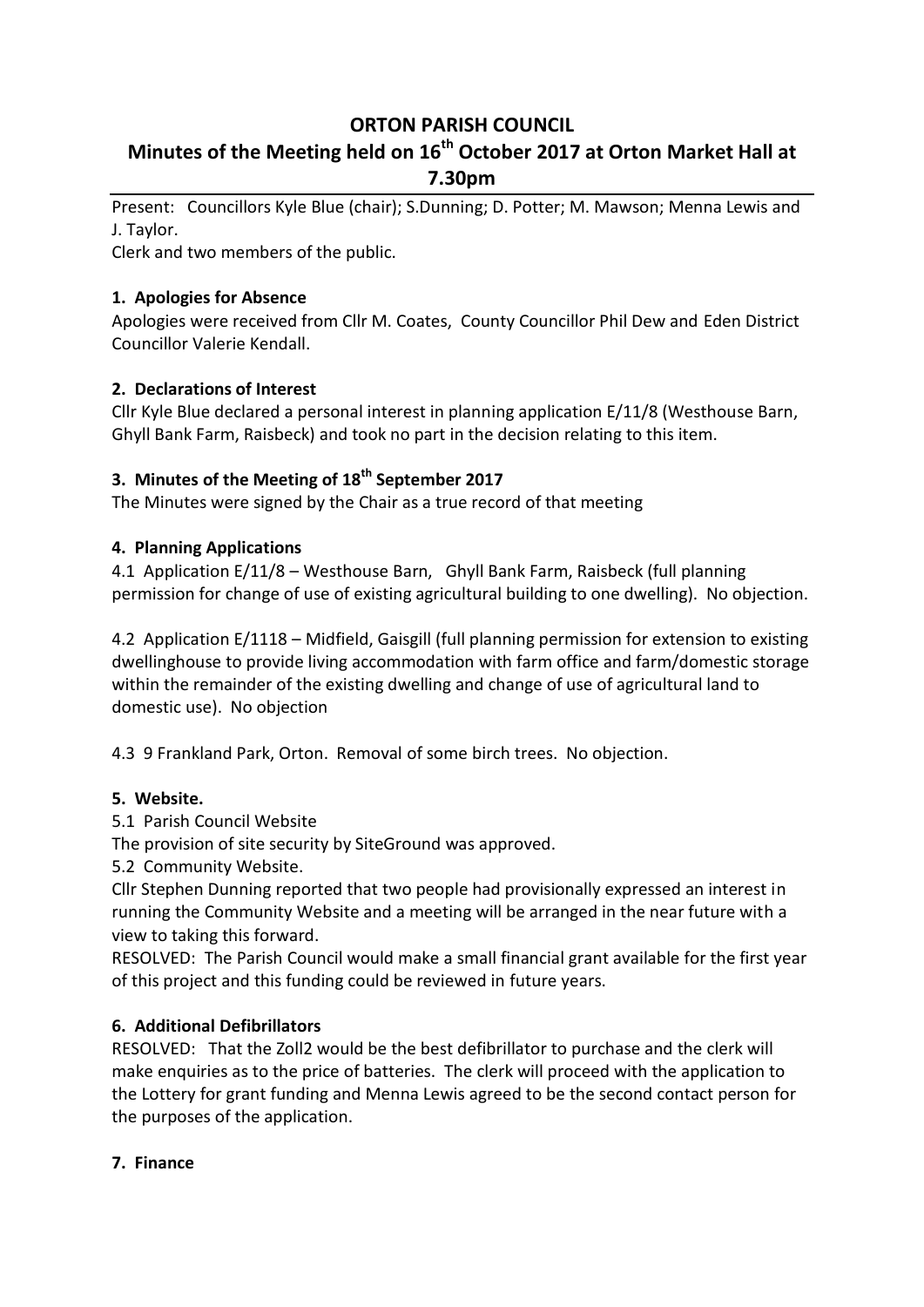# ORTON PARISH COUNCIL

## Minutes of the Meeting held on 16th October 2017 at Orton Market Hall at 7.30pm

Present: Councillors Kyle Blue (chair); S.Dunning; D. Potter; M. Mawson; Menna Lewis and J. Taylor.

Clerk and two members of the public.

### 1. Apologies for Absence

Apologies were received from Cllr M. Coates, County Councillor Phil Dew and Eden District Councillor Valerie Kendall.

### 2. Declarations of Interest

Cllr Kyle Blue declared a personal interest in planning application E/11/8 (Westhouse Barn, Ghyll Bank Farm, Raisbeck) and took no part in the decision relating to this item.

### 3. Minutes of the Meeting of 18th September 2017

The Minutes were signed by the Chair as a true record of that meeting

### 4. Planning Applications

4.1 Application E/11/8 – Westhouse Barn, Ghyll Bank Farm, Raisbeck (full planning permission for change of use of existing agricultural building to one dwelling). No objection.

4.2 Application E/1118 – Midfield, Gaisgill (full planning permission for extension to existing dwellinghouse to provide living accommodation with farm office and farm/domestic storage within the remainder of the existing dwelling and change of use of agricultural land to domestic use). No objection

4.3 9 Frankland Park, Orton. Removal of some birch trees. No objection.

### 5. Website.

5.1 Parish Council Website

The provision of site security by SiteGround was approved.

5.2 Community Website.

Cllr Stephen Dunning reported that two people had provisionally expressed an interest in running the Community Website and a meeting will be arranged in the near future with a view to taking this forward.

RESOLVED: The Parish Council would make a small financial grant available for the first year of this project and this funding could be reviewed in future years.

### 6. Additional Defibrillators

RESOLVED: That the Zoll2 would be the best defibrillator to purchase and the clerk will make enquiries as to the price of batteries. The clerk will proceed with the application to the Lottery for grant funding and Menna Lewis agreed to be the second contact person for the purposes of the application.

### 7. Finance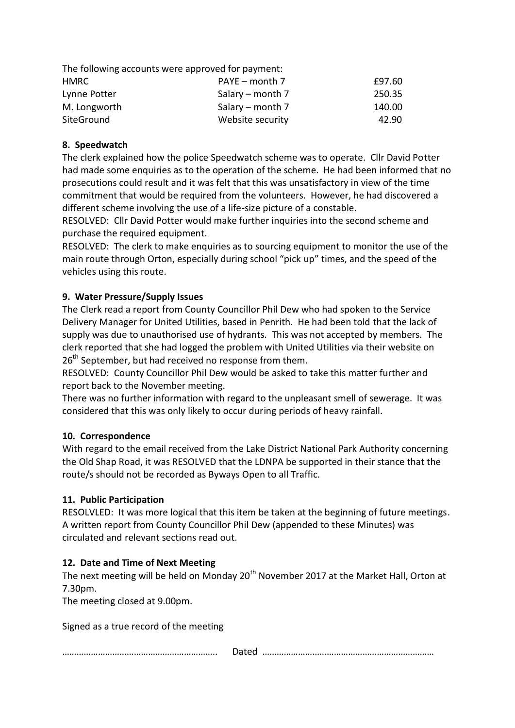The following accounts were approved for payment:

| | | |
|---|---|---|
| HMRC | PAYE – month 7 | £97.60 |
| Lynne Potter | Salary – month 7 | 250.35 |
| M. Longworth | Salary – month 7 | 140.00 |
| SiteGround | Website security | 42.90 |

**8. Speedwatch**

The clerk explained how the police Speedwatch scheme was to operate. Cllr David Potter had made some enquiries as to the operation of the scheme. He had been informed that no prosecutions could result and it was felt that this was unsatisfactory in view of the time commitment that would be required from the volunteers. However, he had discovered a different scheme involving the use of a life-size picture of a constable.

RESOLVED: Cllr David Potter would make further inquiries into the second scheme and purchase the required equipment.

RESOLVED: The clerk to make enquiries as to sourcing equipment to monitor the use of the main route through Orton, especially during school "pick up" times, and the speed of the vehicles using this route.

**9. Water Pressure/Supply Issues**

The Clerk read a report from County Councillor Phil Dew who had spoken to the Service Delivery Manager for United Utilities, based in Penrith. He had been told that the lack of supply was due to unauthorised use of hydrants. This was not accepted by members. The clerk reported that she had logged the problem with United Utilities via their website on 26th September, but had received no response from them.

RESOLVED: County Councillor Phil Dew would be asked to take this matter further and report back to the November meeting.

There was no further information with regard to the unpleasant smell of sewerage. It was considered that this was only likely to occur during periods of heavy rainfall.

**10. Correspondence**

With regard to the email received from the Lake District National Park Authority concerning the Old Shap Road, it was RESOLVED that the LDNPA be supported in their stance that the route/s should not be recorded as Byways Open to all Traffic.

**11. Public Participation**

RESOLVLED: It was more logical that this item be taken at the beginning of future meetings. A written report from County Councillor Phil Dew (appended to these Minutes) was circulated and relevant sections read out.

**12. Date and Time of Next Meeting**

The next meeting will be held on Monday 20th November 2017 at the Market Hall, Orton at 7.30pm.

The meeting closed at 9.00pm.

Signed as a true record of the meeting

……………………………………………………….. Dated ………………………………………………………………